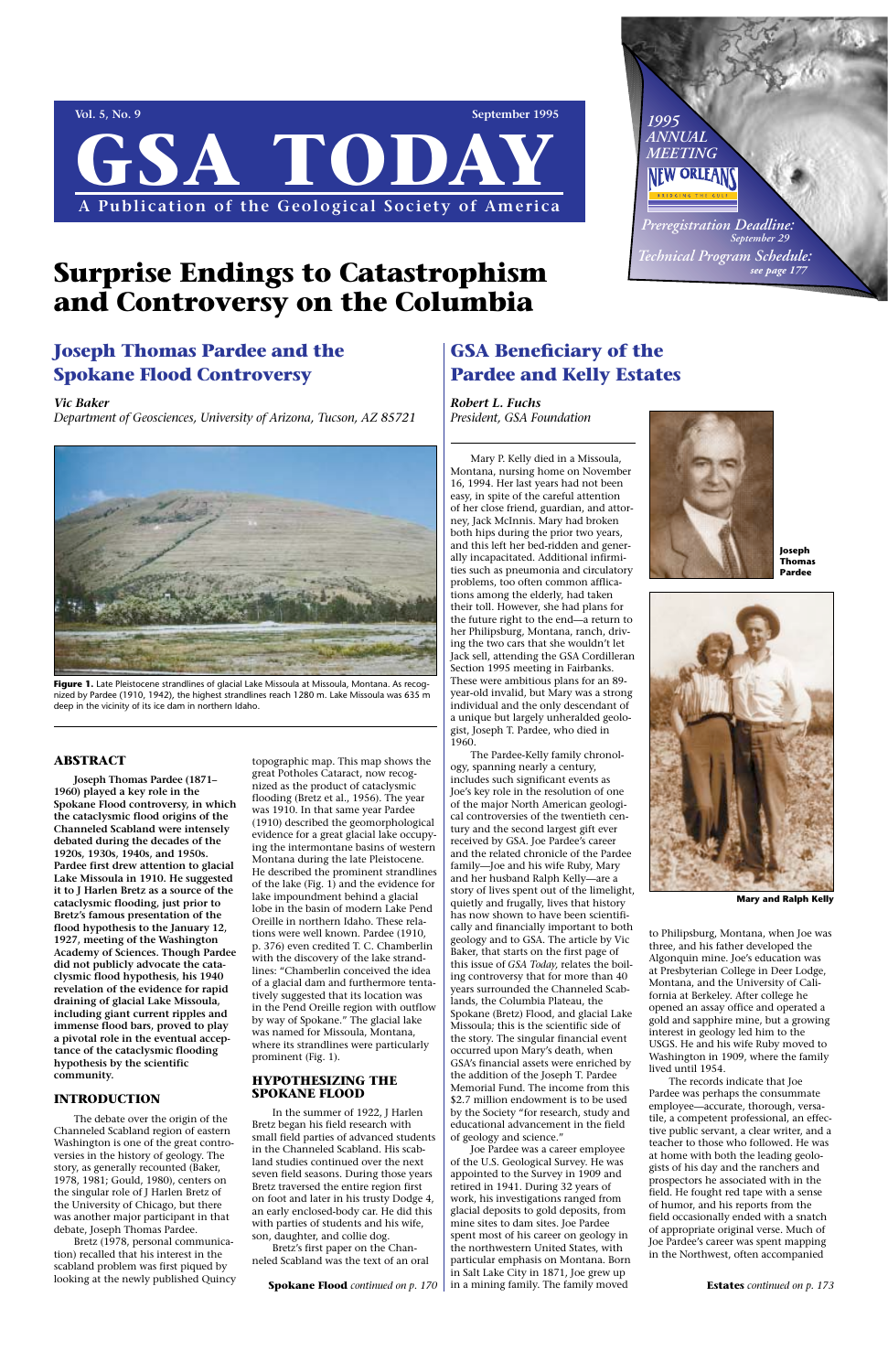# GSA TODAY

A Publication of the Geological Society of America

Vol. 5, No. 9 — September 1995

1995 ANNUAL MEETING
NEW ORLEANS
BRIDGING THE GULF

*Preregistration Deadline: September 29*

*Technical Program Schedule: see page 177*

# Surprise Endings to Catastrophism and Controversy on the Columbia

## Joseph Thomas Pardee and the Spokane Flood Controversy

***Vic Baker***
*Department of Geosciences, University of Arizona, Tucson, AZ 85721*

**Figure 1.** Late Pleistocene strandlines of glacial Lake Missoula at Missoula, Montana. As recognized by Pardee (1910, 1942), the highest strandlines reach 1280 m. Lake Missoula was 635 m deep in the vicinity of its ice dam in northern Idaho.

### ABSTRACT

**Joseph Thomas Pardee (1871–1960) played a key role in the Spokane Flood controversy, in which the cataclysmic flood origins of the Channeled Scabland were intensely debated during the decades of the 1920s, 1930s, 1940s, and 1950s. Pardee first drew attention to glacial Lake Missoula in 1910. He suggested it to J Harlen Bretz as a source of the cataclysmic flooding, just prior to Bretz's famous presentation of the flood hypothesis to the January 12, 1927, meeting of the Washington Academy of Sciences. Though Pardee did not publicly advocate the cataclysmic flood hypothesis, his 1940 revelation of the evidence for rapid draining of glacial Lake Missoula, including giant current ripples and immense flood bars, proved to play a pivotal role in the eventual acceptance of the cataclysmic flooding hypothesis by the scientific community.**

### INTRODUCTION

The debate over the origin of the Channeled Scabland region of eastern Washington is one of the great controversies in the history of geology. The story, as generally recounted (Baker, 1978, 1981; Gould, 1980), centers on the singular role of J Harlen Bretz of the University of Chicago, but there was another major participant in that debate, Joseph Thomas Pardee.

Bretz (1978, personal communication) recalled that his interest in the scabland problem was first piqued by looking at the newly published Quincy topographic map. This map shows the great Potholes Cataract, now recognized as the product of cataclysmic flooding (Bretz et al., 1956). The year was 1910. In that same year Pardee (1910) described the geomorphological evidence for a great glacial lake occupying the intermontane basins of western Montana during the late Pleistocene. He described the prominent strandlines of the lake (Fig. 1) and the evidence for lake impoundment behind a glacial lobe in the basin of modern Lake Pend Oreille in northern Idaho. These relations were well known. Pardee (1910, p. 376) even credited T. C. Chamberlin with the discovery of the lake strandlines: "Chamberlin conceived the idea of a glacial dam and furthermore tentatively suggested that its location was in the Pend Oreille region with outflow by way of Spokane." The glacial lake was named for Missoula, Montana, where its strandlines were particularly prominent (Fig. 1).

### HYPOTHESIZING THE SPOKANE FLOOD

In the summer of 1922, J Harlen Bretz began his field research with small field parties of advanced students in the Channeled Scabland. His scabland studies continued over the next seven field seasons. During those years Bretz traversed the entire region first on foot and later in his trusty Dodge 4, an early enclosed-body car. He did this with parties of students and his wife, son, daughter, and collie dog.

Bretz's first paper on the Channeled Scabland was the text of an oral

**Spokane Flood** *continued on p. 170*

## GSA Beneficiary of the Pardee and Kelly Estates

***Robert L. Fuchs***
*President, GSA Foundation*

Mary P. Kelly died in a Missoula, Montana, nursing home on November 16, 1994. Her last years had not been easy, in spite of the careful attention of her close friend, guardian, and attorney, Jack McInnis. Mary had broken both hips during the prior two years, and this left her bed-ridden and generally incapacitated. Additional infirmities such as pneumonia and circulatory problems, too often common afflications among the elderly, had taken their toll. However, she had plans for the future right to the end—a return to her Philipsburg, Montana, ranch, driving the two cars that she wouldn't let Jack sell, attending the GSA Cordilleran Section 1995 meeting in Fairbanks. These were ambitious plans for an 89-year-old invalid, but Mary was a strong individual and the only descendant of a unique but largely unheralded geologist, Joseph T. Pardee, who died in 1960.

The Pardee-Kelly family chronology, spanning nearly a century, includes such significant events as Joe's key role in the resolution of one of the major North American geological controversies of the twentieth century and the second largest gift ever received by GSA. Joe Pardee's career and the related chronicle of the Pardee family—Joe and his wife Ruby, Mary and her husband Ralph Kelly—are a story of lives spent out of the limelight, quietly and frugally, lives that history has now shown to have been scientifically and financially important to both geology and GSA. The article by Vic Baker, that starts on the first page of this issue of *GSA Today,* relates the boiling controversy that for more than 40 years surrounded the Channeled Scablands, the Columbia Plateau, the Spokane (Bretz) Flood, and glacial Lake Missoula; this is the scientific side of the story. The singular financial event occurred upon Mary's death, when GSA's financial assets were enriched by the addition of the Joseph T. Pardee Memorial Fund. The income from this $2.7 million endowment is to be used by the Society "for research, study and educational advancement in the field of geology and science."

Joe Pardee was a career employee of the U.S. Geological Survey. He was appointed to the Survey in 1909 and retired in 1941. During 32 years of work, his investigations ranged from glacial deposits to gold deposits, from mine sites to dam sites. Joe Pardee spent most of his career on geology in the northwestern United States, with particular emphasis on Montana. Born in Salt Lake City in 1871, Joe grew up in a mining family. The family moved to Philipsburg, Montana, when Joe was three, and his father developed the Algonquin mine. Joe's education was at Presbyterian College in Deer Lodge, Montana, and the University of California at Berkeley. After college he opened an assay office and operated a gold and sapphire mine, but a growing interest in geology led him to the USGS. He and his wife Ruby moved to Washington in 1909, where the family lived until 1954.

**Joseph Thomas Pardee**

**Mary and Ralph Kelly**

The records indicate that Joe Pardee was perhaps the consummate employee—accurate, thorough, versatile, a competent professional, an effective public servant, a clear writer, and a teacher to those who followed. He was at home with both the leading geologists of his day and the ranchers and prospectors he associated with in the field. He fought red tape with a sense of humor, and his reports from the field occasionally ended with a snatch of appropriate original verse. Much of Joe Pardee's career was spent mapping in the Northwest, often accompanied

**Estates** *continued on p. 173*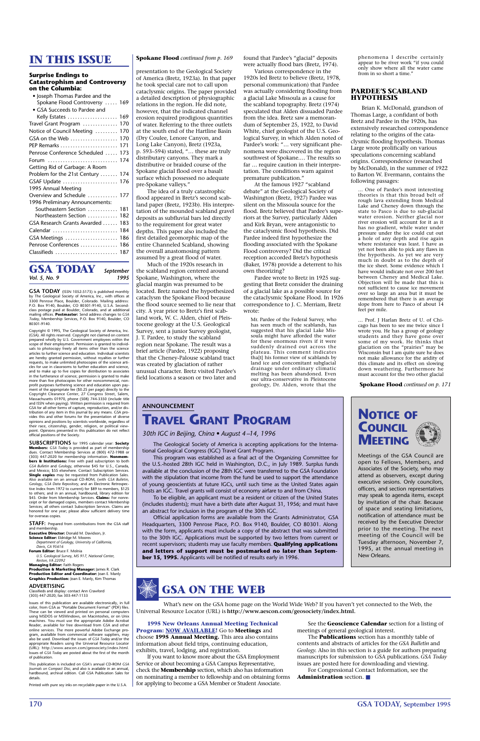## IN THIS ISSUE

**Surprise Endings to Catastrophism and Controversy on the Columbia:**

- Joseph Thomas Pardee and the Spokane Flood Controversy ..... 169
- GSA Succeeds to Pardee and Kelly Estates ..... 169

Travel Grant Program ..... 170
Notice of Council Meeting ..... 170
GSA on the Web ..... 170
PEP Remarks ..... 171
Penrose Conference Scheduled ..... 173
Forum ..... 174
Getting Rid of Garbage: A Room Problem for the 21st Century ..... 174
GSAF Update ..... 176
1995 Annual Meeting
Overview and Schedule ..... 177
1996 Preliminary Announcements:
Southeastern Section ..... 181
Northeastern Section ..... 182
GSA Research Grants Awarded ..... 183
Calendar ..... 184
GSA Meetings ..... 186
Penrose Conferences ..... 186
Classifieds ..... 187

## GSA TODAY

*Vol. 5, No. 9* — *September 1995*

**GSA TODAY** (ISSN 1052-5173) is published monthly by The Geological Society of America, Inc., with offices at 3300 Penrose Place, Boulder, Colorado. Mailing address: P.O. Box 9140, Boulder, CO 80301-9140, U.S.A. Second-class postage paid at Boulder, Colorado, and at additional mailing offices. **Postmaster:** Send address changes to *GSA Today*, Membership Services, P.O. Box 9140, Boulder, CO 80301-9140.

Copyright © 1995, The Geological Society of America, Inc. (GSA). All rights reserved. Copyright not claimed on content prepared wholly by U.S. Government employees within the scope of their employment. Permission is granted to individuals to photocopy freely all items other than the science articles to further science and education. Individual scientists are hereby granted permission, without royalties or further requests, to make unlimited photocopies of the science articles for use in classrooms to further education and science, and to make up to five copies for distribution to associates in the furtherance of science; permission is granted to make more than five photocopies for other noncommercial, nonprofit purposes furthering science and education upon payment of the appropriate fee ($0.25 per page) directly to the Copyright Clearance Center, 27 Congress Street, Salem, Massachusetts 01970, phone (508) 744-3350 (include title and ISSN when paying). Written permission is required from GSA for all other forms of capture, reproduction, and/or distribution of any item in this journal by any means. GSA provides this and other forums for the presentation of diverse opinions and positions by scientists worldwide, regardless of their race, citizenship, gender, religion, or political viewpoint. Opinions presented in this publication do not reflect official positions of the Society.

**SUBSCRIPTIONS** for 1995 calendar year: **Society Members:** *GSA Today* is provided as part of membership dues. Contact Membership Services at (800) 472-1988 or (303) 447-2020 for membership information. **Nonmembers & Institutions:** Free with paid subscription to both *GSA Bulletin* and *Geology*, otherwise $45 for U.S., Canada, and Mexico; $55 elsewhere. Contact Subscription Services. **Single copies** may be requested from Publication Sales. Also available on an annual CD-ROM, (with *GSA Bulletin*, *Geology*, *GSA Data Repository*, and an Electronic Retrospective Index from 1972 to current) for $89 to members, $125 to others; and in an annual, hardbound, library edition for $45. Order from Membership Services. **Claims:** For nonreceipt or for damaged copies, members contact Membership Services; all others contact Subscription Services. Claims are honored for one year; please allow sufficient delivery time for overseas copies.

**STAFF:** Prepared from contributions from the GSA staff and membership.
**Executive Director:** Donald M. Davidson, Jr.
**Science Editor:** Eldridge M. Moores
*Department of Geology, University of California, Davis, CA 95616*
**Forum Editor:** Bruce F. Molnia
*U.S. Geological Survey, MS 917, National Center, Reston, VA 22092*
**Managing Editor:** Faith Rogers
**Production & Marketing Manager:** James R. Clark
**Production Editor and Coordinator:** Joan E. Manly
**Graphics Production:** Joan E. Manly, Kim Thomas

**ADVERTISING**
Classifieds and display: contact Ann Crawford
(303) 447-2020; fax 303-447-1133

Issues of this publication are available electronically, in full color, from GSA as "Portable Document Format" (PDF) files. These can be viewed and printed on personal computers using MSDOS or MSWindows, on Macintoshes, or on Unix machines. You must use the appropriate Adobe Acrobat Reader, available for free download from GSA and other online services. The more powerful Adobe Exchange program, available from commercial software suppliers, may also be used. Download the issues of *GSA Today* and/or the appropriate Readers using the Universal Resource Locator (URL): http://www.aescon.com/geosociety/index.html. Issues of *GSA Today* are posted about the first of the month of publication.

This publication is included on GSA's annual CD-ROM *GSA Journals on Compact Disc*, and is also available in an annual, hardbound, archival edition. Call GSA Publication Sales for details.

Printed with pure soy inks on recyclable paper in the U.S.A.

---

**Spokane Flood** *continued from p. 169*

presentation to the Geological Society of America (Bretz, 1923a). In that paper he took special care not to call upon cataclysmic origins. The paper provided a detailed description of physiographic relations in the region. He did note, however, that the indicated channel erosion required prodigious quantities of water. Referring to the three outlets at the south end of the Hartline Basin (Dry Coulee, Lenore Canyon, and Long Lake Canyon), Bretz (1923a, p. 593–594) stated, "… these are truly distributary canyons. They mark a distributive or braided course of the Spokane glacial flood over a basalt surface which possessed no adequate pre-Spokane valleys."

The idea of a truly catastrophic flood appeared in Bretz's second scabland paper (Bretz, 1923b). His interpretation of the mounded scabland gravel deposits as subfluvial bars led directly to the requirement for great water depths. This paper also included the first detailed geomorphic map of the entire Channeled Scabland, showing the overall anastomosing pattern assumed by a great flood of water.

Much of the 1920s research in the scabland region centered around Spokane, Washington, where the glacial margin was presumed to be located. Bretz named the hypothesized cataclysm the Spokane Flood because the flood source seemed to lie near that city. A year prior to Bretz's first scabland work, W. C. Alden, chief of Pleistocene geology at the U. S. Geological Survey, sent a junior Survey geologist, J. T. Pardee, to study the scabland region near Spokane. The result was a brief article (Pardee, 1922) proposing that the Cheney-Palouse scabland tract was created by glaciation of rather unusual character. Bretz visited Pardee's field locations a season or two later and found that Pardee's "glacial" deposits were actually flood bars (Bretz, 1974).

Various correspondence in the 1920s led Bretz to believe (Bretz, 1978, personal communication) that Pardee was actually considering flooding from a glacial Lake Missoula as a cause for the scabland topography. Bretz (1974) speculated that Alden dissuaded Pardee from the idea. Bretz saw a memorandum of September 25, 1922, to David White, chief geologist of the U.S. Geological Survey, in which Alden noted of Pardee's work: "… very significant phenomena were discovered in the region southwest of Spokane.… The results so far … require caution in their interpretation. The conditions warn against premature publication."

At the famous 1927 "scabland debate" at the Geological Society of Washington (Bretz, 1927) Pardee was silent on the Missoula source for the flood. Bretz believed that Pardee's superiors at the Survey, particularly Alden and Kirk Bryan, were antagonistic to the cataclysmic flood hypothesis. Did Pardee indeed first hypothesize the flooding associated with the Spokane Flood controversy? Did the critical reception accorded Bretz's hypothesis (Baker, 1978) provide a deterrent to his own theorizing?

Pardee wrote to Bretz in 1925 suggesting that Bretz consider the draining of a glacial lake as a possible source for the cataclysmic Spokane Flood. In 1926 correspondence to J. C. Merriam, Bretz wrote:

> Mr. Pardee of the Federal Survey, who has seen much of the scablands, has suggested that his glacial Lake Missoula might have afforded the water for these enormous rivers if it were suddenly drained out across the plateau. This comment indicates tha[t] his former view of scablands by land ice and concomitant subglacial drainage under ordinary climatic melting has been abandoned. Even our ultra-conservative in Pleistocene geology, Dr. Alden, wrote that the phenomena I describe certainly appear to be river work "if you could only show where all the water came from in so short a time."

### PARDEE'S SCABLAND HYPOTHESIS

Brian K. McDonald, grandson of Thomas Large, a confidant of both Bretz and Pardee in the 1920s, has extensively researched correspondence relating to the origins of the cataclysmic flooding hypothesis. Thomas Large wrote prolifically on various speculations concerning scabland origins. Correspondence (researched by McDonald), in the summer of 1922 to Barton W. Evermann, contains the following passages:

> … One of Pardee's most interesting theories is that this broad belt of rough lava extending from Medical Lake and Cheney down through the state to Pasco is due to sub-glacial water erosion. Neither glacial nor river erosion will account for it as it has no gradient, while water under pressure under the ice could cut out a hole of any depth and rise again where resistance was least. I have as yet not been able to pick any flaws in the hypothesis. As yet we are very much in doubt as to the depth of the ice sheet. Some evidence which I have would indicate not over 200 feet between Cheney and Medical Lake. Objection will be made that this is not sufficient to cause ice movement over so large an area but it must be remembered that there is an average slope from here to Pasco of about 14 feet per mile.
>
> … Prof. J Harlan Bretz of U. of Chicago has been to see me twice since I wrote you. He has a group of geology students and they have gone over some of my work. He thinks that glaciation on the "prairies" may be Wisconsin but I am quite sure he does not make allowance for the aridity of this climate and its effect on slowing down weathering. Furthermore he must account for the two other glacial

**Spokane Flood** *continued on p. 171*

---

**ANNOUNCEMENT**

## TRAVEL GRANT PROGRAM

*30th IGC in Beijing, China • August 4 –14, 1996*

The Geological Society of America is accepting applications for the International Geological Congress (IGC) Travel Grant Program.

This program was established as a final act of the Organizing Committee for the U.S.-hosted 28th IGC held in Washington, D.C., in July 1989. Surplus funds available at the conclusion of the 28th IGC were transferred to the GSA Foundation with the stipulation that income from the fund be used to support the attendance of young geoscientists at future IGCs, until such time as the United States again hosts an IGC. Travel grants will consist of economy airfare to and from China.

To be eligible, an applicant must be a resident or citizen of the United States (includes students); must have a birth date after August 31, 1956; and must have an abstract for inclusion in the program of the 30th IGC.

Official application forms are available from the Grants Administrator, GSA Headquarters, 3300 Penrose Place, P.O. Box 9140, Boulder, CO 80301. Along with the form, applicants must include a copy of the abstract that was submitted to the 30th IGC. Applications must be supported by two letters from current or recent supervisors; students may use faculty members. **Qualifying applications and letters of support must be postmarked no later than September 15, 1995.** Applicants will be notified of results early in 1996.

---

## NOTICE OF COUNCIL MEETING

Meetings of the GSA Council are open to Fellows, Members, and Associates of the Society, who may attend as observers, except during executive sessions. Only councilors, officers, and section representatives may speak to agenda items, except by invitation of the chair. Because of space and seating limitations, notification of attendance must be received by the Executive Director prior to the meeting. The next meeting of the Council will be Tuesday afternoon, November 7, 1995, at the annual meeting in New Orleans.

---

## GSA ON THE WEB

What's new on the GSA home page on the World Wide Web? If you haven't yet connected to the Web, the Universal Resource Locator (URL) is **http://www.aescon.com/geosociety/index.html**.

**1995 New Orleans Annual Meeting Technical Program: NOW AVAILABLE!** Go to **Meetings** and choose **1995 Annual Meeting.** This area also contains information about field trips, continuing education, exhibits, travel, lodging, and registration.

If you want to know more about the GSA Employment Service or about becoming a GSA Campus Representative, check the **Membership** section, which also has information on nominating a member to fellowship and on obtaining forms for applying to become a GSA Member or Student Associate.

See the **Geoscience Calendar** section for a listing of meetings of general geological interest.

The **Publications** section has a monthly table of contents and abstracts of articles for the *GSA Bulletin* and *Geology*. Also in this section is a guide for authors preparing manuscripts for submission to GSA publications. *GSA Today* issues are posted here for downloading and viewing.

For Congressional Contact Information, see the **Administration** section. ■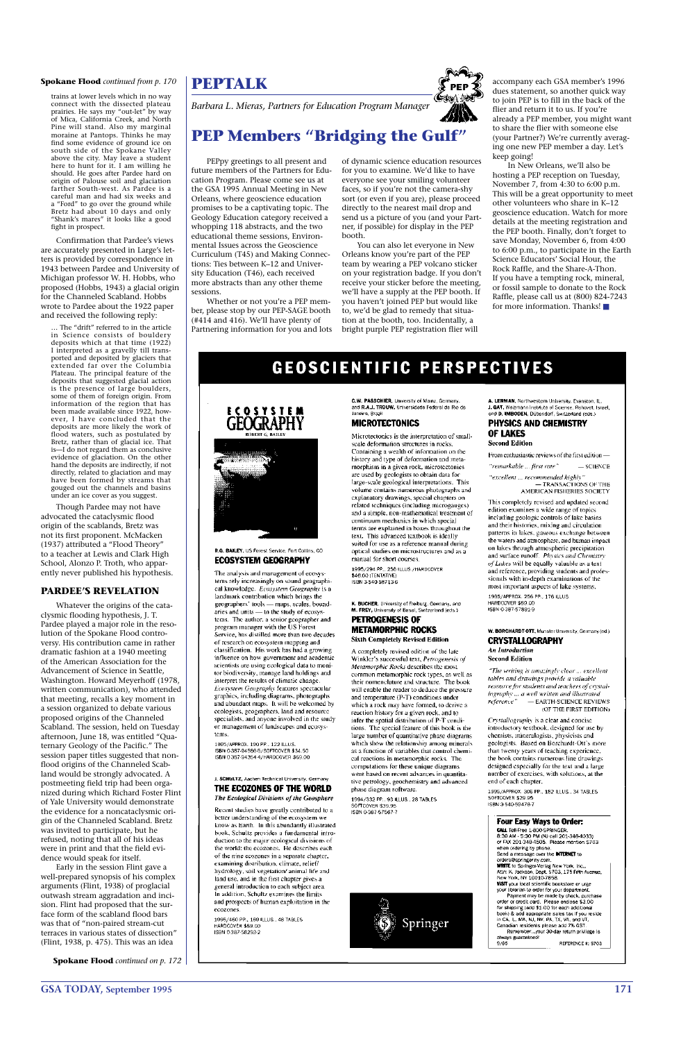**Spokane Flood** *continued from p. 170*

trains at lower levels which in no way connect with the dissected plateau prairies. He says my "out-let" by way of Mica, California Creek, and North Pine will stand. Also my marginal moraine at Pantops. Thinks he may find some evidence of ground ice on south side of the Spokane Valley above the city. May leave a student here to hunt for it. I am willing he should. He goes after Pardee hard on origin of Palouse soil and glaciation farther South-west. As Pardee is a careful man and had six weeks and a "Ford" to go over the ground while Bretz had about 10 days and only "Shank's mares" it looks like a good fight in prospect.

Confirmation that Pardee's views are accurately presented in Large's letters is provided by correspondence in 1943 between Pardee and University of Michigan professor W. H. Hobbs, who proposed (Hobbs, 1943) a glacial origin for the Channeled Scabland. Hobbs wrote to Pardee about the 1922 paper and received the following reply:

> ... The "drift" referred to in the article in Science consists of bouldery deposits which at that time (1922) I interpreted as a gravelly till transported and deposited by glaciers that extended far over the Columbia Plateau. The principal feature of the deposits that suggested glacial action is the presence of large boulders, some of them of foreign origin. From information of the region that has been made available since 1922, however, I have concluded that the deposits are more likely the work of flood waters, such as postulated by Bretz, rather than of glacial ice. That is—I do not regard them as conclusive evidence of glaciation. On the other hand the deposits are indirectly, if not directly, related to glaciation and may have been formed by streams that gouged out the channels and basins under an ice cover as you suggest.

Though Pardee may not have advocated the cataclysmic flood origin of the scablands, Bretz was not its first proponent. McMacken (1937) attributed a "Flood Theory" to a teacher at Lewis and Clark High School, Alonzo P. Troth, who apparently never published his hypothesis.

### PARDEE'S REVELATION

Whatever the origins of the cataclysmic flooding hypothesis, J. T. Pardee played a major role in the resolution of the Spokane Flood controversy. His contribution came in rather dramatic fashion at a 1940 meeting of the American Association for the Advancement of Science in Seattle, Washington. Howard Meyerhoff (1978, written communication), who attended that meeting, recalls a key moment in a session organized to debate various proposed origins of the Channeled Scabland. The session, held on Tuesday afternoon, June 18, was entitled "Quaternary Geology of the Pacific." The session paper titles suggested that nonflood origins of the Channeled Scabland would be strongly advocated. A postmeeting field trip had been organized during which Richard Foster Flint of Yale University would demonstrate the evidence for a noncataclysmic origin of the Channeled Scabland. Bretz was invited to participate, but he refused, noting that all of his ideas were in print and that the field evidence would speak for itself.

Early in the session Flint gave a well-prepared synopsis of his complex arguments (Flint, 1938) of proglacial outwash stream aggradation and incision. Flint had proposed that the surface form of the scabland flood bars was that of "non-paired stream-cut terraces in various states of dissection" (Flint, 1938, p. 475). This was an idea

**Spokane Flood** *continued on p. 172*

# PEPTALK

*Barbara L. Mieras, Partners for Education Program Manager*

## PEP Members "Bridging the Gulf"

PEPpy greetings to all present and future members of the Partners for Education Program. Please come see us at the GSA 1995 Annual Meeting in New Orleans, where geoscience education promises to be a captivating topic. The Geology Education category received a whopping 118 abstracts, and the two educational theme sessions, Environmental Issues across the Geoscience Curriculum (T45) and Making Connections: Ties between K–12 and University Education (T46), each received more abstracts than any other theme sessions.

Whether or not you're a PEP member, please stop by our PEP-SAGE booth (#414 and 416). We'll have plenty of Partnering information for you and lots of dynamic science education resources for you to examine. We'd like to have everyone see your smiling volunteer faces, so if you're not the camera-shy sort (or even if you are), please proceed directly to the nearest mail drop and send us a picture of you (and your Partner, if possible) for display in the PEP booth.

You can also let everyone in New Orleans know you're part of the PEP team by wearing a PEP volcano sticker on your registration badge. If you don't receive your sticker before the meeting, we'll have a supply at the PEP booth. If you haven't joined PEP but would like to, we'd be glad to remedy that situation at the booth, too. Incidentally, a bright purple PEP registration flier will accompany each GSA member's 1996 dues statement, so another quick way to join PEP is to fill in the back of the flier and return it to us. If you're already a PEP member, you might want to share the flier with someone else (your Partner?) We're currently averaging one new PEP member a day. Let's keep going!

In New Orleans, we'll also be hosting a PEP reception on Tuesday, November 7, from 4:30 to 6:00 p.m. This will be a great opportunity to meet other volunteers who share in K–12 geoscience education. Watch for more details at the meeting registration and the PEP booth. Finally, don't forget to save Monday, November 6, from 4:00 to 6:00 p.m., to participate in the Earth Science Educators' Social Hour, the Rock Raffle, and the Share-A-Thon. If you have a tempting rock, mineral, or fossil sample to donate to the Rock Raffle, please call us at (800) 824-7243 for more information. Thanks! ■

## GEOSCIENTIFIC PERSPECTIVES

R.G. BAILEY, US Forest Service, Fort Collins, CO

**ECOSYSTEM GEOGRAPHY**

The analysis and management of ecosystems rely increasingly on sound geographical knowledge. *Ecosystem Geography* is a landmark contribution which brings the geographers' tools — maps, scales, boundaries and units — to the study of ecosystems. The author, a senior geographer and program manager with the US Forest Service, has distilled more than two decades of research on ecosystem mapping and classification. His work has had a growing influence on how government and academic scientists are using ecological data to monitor biodiversity, manage land holdings and interpret the results of climatic change. *Ecosystem Geography* features spectacular graphics, including diagrams, photographs and abundant maps. It will be welcomed by ecologists, geographers, land and resource specialists, and anyone involved in the study or management of landscapes and ecosystems.

1995/APPROX. 190 PP., 122 ILLUS.
ISBN 0-387-94586-5/SOFTCOVER $34.50
ISBN 0-387-94354-4/HARDCOVER $69.00

J. SCHULTZ, Aachen Technical University, Germany

**THE ECOZONES OF THE WORLD**
*The Ecological Divisions of the Geosphere*

Recent studies have greatly contributed to a better understanding of the ecosystem we know as Earth. In this abundantly illustrated book, Schultz provides a fundamental introduction to the major ecological divisions of the world: the ecozones. He describes each of the nine ecozones in a separate chapter, examining distributions, climate, relief/hydrology, soil, vegetation/animal life and land use, and in the first chapter gives a general introduction to each subject area. In addition, Schultz examines the limits and prospects of human exploitation in the ecozones.

1995/460 PP., 189 ILLUS., 48 TABLES
HARDCOVER $89.00
ISBN 0-387-58293-2

C.W. PASSCHIER, University of Mainz, Germany, and R.A.J. TROUW, Universidade Federal do Rio de Janeiro, Brazil

**MICROTECTONICS**

Microtectonics is the interpretation of small-scale deformation structures in rocks. Containing a wealth of information on the history and type of deformation and metamorphism in a given rock, microtectonics are used by geologists to obtain data for large-scale geological interpretations. This volume contains numerous photographs and explanatory drawings, special chapters on related techniques (including microgauges) and a simple, non-mathematical treatment of continuum mechanics in which special terms are explained in boxes throughout the text. This advanced textbook is ideally suited for use as a reference manual during optical studies on microstructures and as a manual for short courses.

1995/294 PP., 256 ILLUS./HARDCOVER
$46.00 (TENTATIVE)
ISBN 3-540-58713-6

K. BUCHER, University of Freiburg, Germany, and M. FREY, University of Basel, Switzerland (eds.)

**PETROGENESIS OF METAMORPHIC ROCKS**
**Sixth Completely Revised Edition**

A completely revised edition of the late Winkler's successful text, *Petrogenesis of Metamorphic Rocks* describes the most common metamorphic rock types, as well as their nomenclature and structure. The book will enable the reader to deduce the pressure and temperature (P-T) conditions under which a rock may have formed, to derive a reaction history for a given rock, and to infer the spatial distribution of P-T conditions. The special feature of this book is the large number of quantitative phase diagrams which show the relationship among minerals as a function of variables that control chemical reactions in metamorphic rocks. The computations for these unique diagrams were based on recent advances in quantitative petrography, geochemistry and advanced phase diagram software.

1994/332 PP., 93 ILLUS., 28 TABLES
SOFTCOVER $39.95
ISBN 0-387-57567-7

A. LERMAN, Northwestern University, Evanston, IL, J. GAT, Weizmann Institute of Science, Rehovot, Israel, and D. IMBODEN, Dübendorf, Switzerland (eds.)

**PHYSICS AND CHEMISTRY OF LAKES**
**Second Edition**

From enthusiastic reviews of the first edition —

*"remarkable ... first rate"* — SCIENCE

*"excellent ... recommended highly"* — TRANSACTIONS OF THE AMERICAN FISHERIES SOCIETY

This completely revised and updated second edition examines a wide range of topics including geologic controls of lake basins and their histories, mixing and circulation patterns in lakes, gaseous exchange between the waters and atmosphere, and human impact on lakes through atmospheric precipitation and surface runoff. *Physics and Chemistry of Lakes* will be equally valuable as a text and reference, providing students and professionals with in-depth examinations of the most important aspects of lake systems.

1995/APPROX. 256 PP., 176 ILLUS.
HARDCOVER $89.00
ISBN 0-387-57891-9

W. BORCHARDT-OTT, Münster University, Germany (ed.)

**CRYSTALLOGRAPHY**
*An Introduction*
**Second Edition**

*"The writing is amazingly clear ... excellent tables and drawings provide a valuable resource for students and teachers of crystallography ... a well written and illustrated reference"* — EARTH-SCIENCE REVIEWS (OF THE FIRST EDITION)

*Crystallography* is a clear and concise introductory textbook, designed for use by chemists, mineralogists, physicists and geologists. Based on Borchardt-Ott's more than twenty years of teaching experience, the book contains numerous line drawings designed specifically for the text and a large number of exercises, with solutions, at the end of each chapter.

1995/APPROX. 305 PP., 182 ILLUS., 34 TABLES
SOFTCOVER $29.95
ISBN 3-540-59478-7

**Four Easy Ways to Order:**

**CALL** Toll-Free 1-800-SPRINGER, 8:30 AM - 5:30 PM (NJ call 201-348-4033) or FAX 201-348-4505. Please mention S703 when ordering by phone.
Send a message over the **INTERNET** to orders@springer-ny.com.
**WRITE** to Springer-Verlag New York, Inc., Attn: K. Jackson, Dept. S703, 175 Fifth Avenue, New York, NY 10010-7858.
**VISIT** your local scientific bookstore or urge your librarian to order for your department.
Payment may be made by check, purchase order or credit card. Please enclose $3.00 for shipping (add $1.00 for each additional book) & add appropriate sales tax if you reside in CA, IL, MA, NJ, NY, PA, TX, VA, and VT. Canadian residents please add 7% GST.
Remember....your 30-day return privilege is always guaranteed!
9/95 REFERENCE #: S703

Springer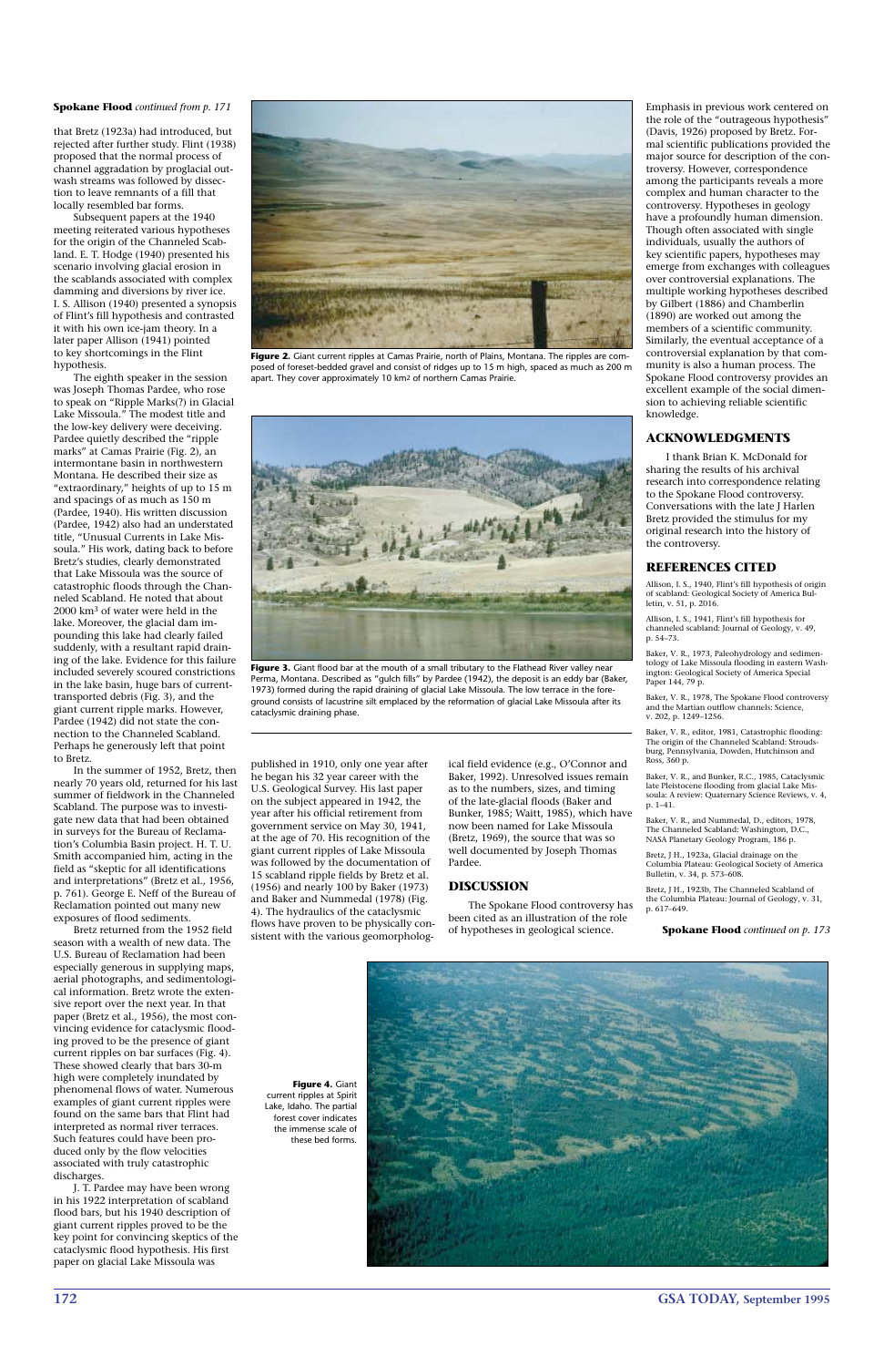**Spokane Flood** *continued from p. 171*

that Bretz (1923a) had introduced, but rejected after further study. Flint (1938) proposed that the normal process of channel aggradation by proglacial outwash streams was followed by dissection to leave remnants of a fill that locally resembled bar forms.

Subsequent papers at the 1940 meeting reiterated various hypotheses for the origin of the Channeled Scabland. E. T. Hodge (1940) presented his scenario involving glacial erosion in the scablands associated with complex damming and diversions by river ice. I. S. Allison (1940) presented a synopsis of Flint's fill hypothesis and contrasted it with his own ice-jam theory. In a later paper Allison (1941) pointed to key shortcomings in the Flint hypothesis.

The eighth speaker in the session was Joseph Thomas Pardee, who rose to speak on "Ripple Marks(?) in Glacial Lake Missoula." The modest title and the low-key delivery were deceiving. Pardee quietly described the "ripple marks" at Camas Prairie (Fig. 2), an intermontane basin in northwestern Montana. He described their size as "extraordinary," heights of up to 15 m and spacings of as much as 150 m (Pardee, 1940). His written discussion (Pardee, 1942) also had an understated title, "Unusual Currents in Lake Missoula." His work, dating back to before Bretz's studies, clearly demonstrated that Lake Missoula was the source of catastrophic floods through the Channeled Scabland. He noted that about 2000 km$^3$ of water were held in the lake. Moreover, the glacial dam impounding this lake had clearly failed suddenly, with a resultant rapid draining of the lake. Evidence for this failure included severely scoured constrictions in the lake basin, huge bars of current-transported debris (Fig. 3), and the giant current ripple marks. However, Pardee (1942) did not state the connection to the Channeled Scabland. Perhaps he generously left that point to Bretz.

In the summer of 1952, Bretz, then nearly 70 years old, returned for his last summer of fieldwork in the Channeled Scabland. The purpose was to investigate new data that had been obtained in surveys for the Bureau of Reclamation's Columbia Basin project. H. T. U. Smith accompanied him, acting in the field as "skeptic for all identifications and interpretations" (Bretz et al., 1956, p. 761). George E. Neff of the Bureau of Reclamation pointed out many new exposures of flood sediments.

Bretz returned from the 1952 field season with a wealth of new data. The U.S. Bureau of Reclamation had been especially generous in supplying maps, aerial photographs, and sedimentological information. Bretz wrote the extensive report over the next year. In that paper (Bretz et al., 1956), the most convincing evidence for cataclysmic flooding proved to be the presence of giant current ripples on bar surfaces (Fig. 4). These showed clearly that bars 30-m high were completely inundated by phenomenal flows of water. Numerous examples of giant current ripples were found on the same bars that Flint had interpreted as normal river terraces. Such features could have been produced only by the flow velocities associated with truly catastrophic discharges.

J. T. Pardee may have been wrong in his 1922 interpretation of scabland flood bars, but his 1940 description of giant current ripples proved to be the key point for convincing skeptics of the cataclysmic flood hypothesis. His first paper on glacial Lake Missoula was published in 1910, only one year after he began his 32 year career with the U.S. Geological Survey. His last paper on the subject appeared in 1942, the year after his official retirement from government service on May 30, 1941, at the age of 70. His recognition of the giant current ripples of Lake Missoula was followed by the documentation of 15 scabland ripple fields by Bretz et al. (1956) and nearly 100 by Baker (1973) and Baker and Nummedal (1978) (Fig. 4). The hydraulics of the cataclysmic flows have proven to be physically consistent with the various geomorphological field evidence (e.g., O'Connor and Baker, 1992). Unresolved issues remain as to the numbers, sizes, and timing of the late-glacial floods (Baker and Bunker, 1985; Waitt, 1985), which have now been named for Lake Missoula (Bretz, 1969), the source that was so well documented by Joseph Thomas Pardee.

**Figure 2.** Giant current ripples at Camas Prairie, north of Plains, Montana. The ripples are composed of foreset-bedded gravel and consist of ridges up to 15 m high, spaced as much as 200 m apart. They cover approximately 10 km$^2$ of northern Camas Prairie.

**Figure 3.** Giant flood bar at the mouth of a small tributary to the Flathead River valley near Perma, Montana. Described as "gulch fills" by Pardee (1942), the deposit is an eddy bar (Baker, 1973) formed during the rapid draining of glacial Lake Missoula. The low terrace in the foreground consists of lacustrine silt emplaced by the reformation of glacial Lake Missoula after its cataclysmic draining phase.

**Figure 4.** Giant current ripples at Spirit Lake, Idaho. The partial forest cover indicates the immense scale of these bed forms.

## DISCUSSION

The Spokane Flood controversy has been cited as an illustration of the role of hypotheses in geological science. Emphasis in previous work centered on the role of the "outrageous hypothesis" (Davis, 1926) proposed by Bretz. Formal scientific publications provided the major source for description of the controversy. However, correspondence among the participants reveals a more complex and human character to the controversy. Hypotheses in geology have a profoundly human dimension. Though often associated with single individuals, usually the authors of key scientific papers, hypotheses may emerge from exchanges with colleagues over controversial explanations. The multiple working hypotheses described by Gilbert (1886) and Chamberlin (1890) are worked out among the members of a scientific community. Similarly, the eventual acceptance of a controversial explanation by that community is also a human process. The Spokane Flood controversy provides an excellent example of the social dimension to achieving reliable scientific knowledge.

## ACKNOWLEDGMENTS

I thank Brian K. McDonald for sharing the results of his archival research into correspondence relating to the Spokane Flood controversy. Conversations with the late J Harlen Bretz provided the stimulus for my original research into the history of the controversy.

## REFERENCES CITED

Allison, I. S., 1940, Flint's fill hypothesis of origin of scabland: Geological Society of America Bulletin, v. 51, p. 2016.

Allison, I. S., 1941, Flint's fill hypothesis for channeled scabland: Journal of Geology, v. 49, p. 54–73.

Baker, V. R., 1973, Paleohydrology and sedimentology of Lake Missoula flooding in eastern Washington: Geological Society of America Special Paper 144, 79 p.

Baker, V. R., 1978, The Spokane Flood controversy and the Martian outflow channels: Science, v. 202, p. 1249–1256.

Baker, V. R., editor, 1981, Catastrophic flooding: The origin of the Channeled Scabland: Stroudsburg, Pennsylvania, Dowden, Hutchinson and Ross, 360 p.

Baker, V. R., and Bunker, R.C., 1985, Cataclysmic late Pleistocene flooding from glacial Lake Missoula: A review: Quaternary Science Reviews, v. 4, p. 1–41.

Baker, V. R., and Nummedal, D., editors, 1978, The Channeled Scabland: Washington, D.C., NASA Planetary Geology Program, 186 p.

Bretz, J H., 1923a, Glacial drainage on the Columbia Plateau: Geological Society of America Bulletin, v. 34, p. 573–608.

Bretz, J H., 1923b, The Channeled Scabland of the Columbia Plateau: Journal of Geology, v. 31, p. 617–649.

**Spokane Flood** *continued on p. 173*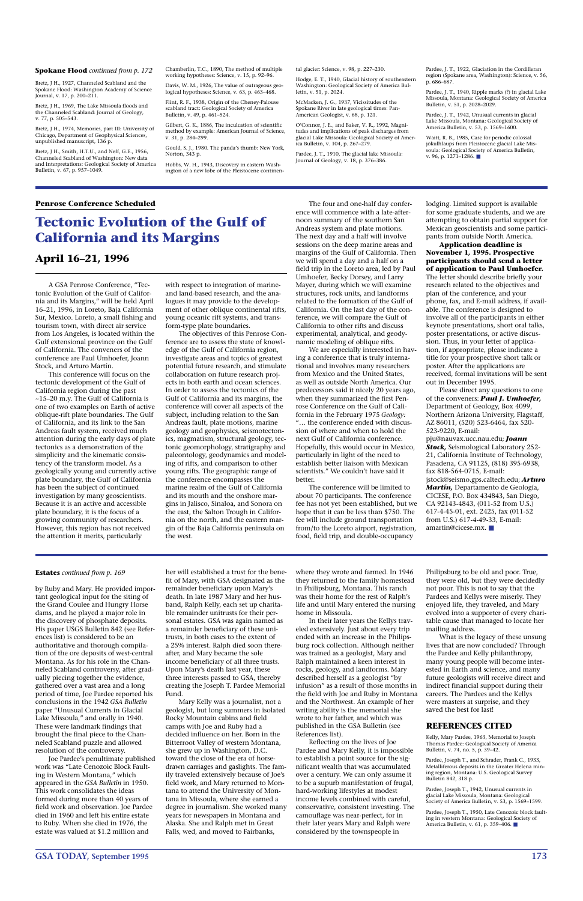**Spokane Flood** *continued from p. 172*

Bretz, J H., 1927, Channeled Scabland and the Spokane Flood: Washington Academy of Science Journal, v. 17, p. 200–211.

Bretz, J H., 1969, The Lake Missoula floods and the Channeled Scabland: Journal of Geology, v. 77, p. 505–543.

Bretz, J H., 1974, Memories, part III: University of Chicago, Department of Geophysical Sciences, unpublished manuscript, 136 p.

Bretz, J H., Smith, H.T.U., and Neff, G.E., 1956, Channeled Scabland of Washington: New data and interpretations: Geological Society of America Bulletin, v. 67, p. 957–1049.

Chamberlin, T.C., 1890, The method of multiple working hypotheses: Science, v. 15, p. 92–96.

Davis, W. M., 1926, The value of outrageous geological hypotheses: Science, v. 63, p. 463–468.

Flint, R. F., 1938, Origin of the Cheney-Palouse scabland tract: Geological Society of America Bulletin, v. 49, p. 461–524.

Gilbert, G. K., 1886, The inculcation of scientific method by example: American Journal of Science, v. 31, p. 284–299.

Gould, S. J., 1980. The panda's thumb: New York, Norton, 343 p.

Hobbs, W. H., 1943, Discovery in eastern Washington of a new lobe of the Pleistocene continental glacier: Science, v. 98, p. 227–230.

Hodge, E. T., 1940, Glacial history of southeastern Washington: Geological Society of America Bulletin, v. 51, p. 2024.

McMacken, J. G., 1937, Vicissitudes of the Spokane River in late geological times: Pan-American Geologist, v. 68, p. 121.

O'Connor, J. E., and Baker, V. R., 1992, Magnitudes and implications of peak discharges from glacial Lake Missoula: Geological Society of America Bulletin, v. 104, p. 267–279.

Pardee, J. T., 1910, The glacial lake Missoula: Journal of Geology, v. 18, p. 376–386.

Pardee, J. T., 1922, Glaciation in the Cordilleran region (Spokane area, Washington): Science, v. 56, p. 686–687.

Pardee, J. T., 1940, Ripple marks (?) in glacial Lake Missoula, Montana: Geological Society of America Bulletin, v. 51, p. 2028–2029.

Pardee, J. T., 1942, Unusual currents in glacial Lake Missoula, Montana: Geological Society of America Bulletin, v. 53, p. 1569–1600.

Waitt, R. B., 1985, Case for periodic colossal jokulhlaups from Pleistocene glacial Lake Missoula: Geological Society of America Bulletin, v. 96, p. 1271–1286. ■

---

**Penrose Conference Scheduled**

# Tectonic Evolution of the Gulf of California and its Margins

## April 16–21, 1996

A GSA Penrose Conference, "Tectonic Evolution of the Gulf of California and its Margins," will be held April 16–21, 1996, in Loreto, Baja California Sur, Mexico. Loreto, a small fishing and tourism town, with direct air service from Los Angeles, is located within the Gulf extensional province on the Gulf of California. The conveners of the conference are Paul Umhoefer, Joann Stock, and Arturo Martín.

This conference will focus on the tectonic development of the Gulf of California region during the past ~15–20 m.y. The Gulf of California is one of two examples on Earth of active oblique-rift plate boundaries. The Gulf of California, and its link to the San Andreas fault system, received much attention during the early days of plate tectonics as a demonstration of the simplicity and the kinematic consistency of the transform model. As a geologically young and currently active plate boundary, the Gulf of California has been the subject of continued investigation by many geoscientists. Because it is an active and accessible plate boundary, it is the focus of a growing community of researchers. However, this region has not received the attention it merits, particularly with respect to integration of marine- and land-based research, and the analogues it may provide to the development of other oblique continental rifts, young oceanic rift systems, and transform-type plate boundaries.

The objectives of this Penrose Conference are to assess the state of knowledge of the Gulf of California region, investigate areas and topics of greatest potential future research, and stimulate collaboration on future research projects in both earth and ocean sciences. In order to assess the tectonics of the Gulf of California and its margins, the conference will cover all aspects of the subject, including relation to the San Andreas fault, plate motions, marine geology and geophysics, seismotectonics, magmatism, structural geology, tectonic geomorphology, stratigraphy and paleontology, geodynamics and modeling of rifts, and comparison to other young rifts. The geographic range of the conference encompasses the marine realm of the Gulf of California and its mouth and the onshore margins in Jalisco, Sinaloa, and Sonora on the east, the Salton Trough in California on the north, and the eastern margin of the Baja California peninsula on the west.

The four and one-half day conference will commence with a late-afternoon summary of the southern San Andreas system and plate motions. The next day and a half will involve sessions on the deep marine areas and margins of the Gulf of California. Then we will spend a day and a half on a field trip in the Loreto area, led by Paul Umhoefer, Becky Dorsey, and Larry Mayer, during which we will examine structures, rock units, and landforms related to the formation of the Gulf of California. On the last day of the conference, we will compare the Gulf of California to other rifts and discuss experimental, analytical, and geodynamic modeling of oblique rifts.

We are especially interested in having a conference that is truly international and involves many researchers from Mexico and the United States, as well as outside North America. Our predecessors said it nicely 20 years ago, when they summarized the first Penrose Conference on the Gulf of California in the February 1975 *Geology:* "... the conference ended with discussion of where and when to hold the next Gulf of California conference. Hopefully, this would occur in Mexico, particularly in light of the need to establish better liaison with Mexican scientists." We couldn't have said it better.

The conference will be limited to about 70 participants. The conference fee has not yet been established, but we hope that it can be less than $750. The fee will include ground transportation from/to the Loreto airport, registration, food, field trip, and double-occupancy lodging. Limited support is available for some graduate students, and we are attempting to obtain partial support for Mexican geoscientists and some participants from outside North America.

**Application deadline is November 1, 1995. Prospective participants should send a letter of application to Paul Umhoefer.** The letter should describe briefly your research related to the objectives and plan of the conference, and your phone, fax, and E-mail address, if available. The conference is designed to involve all of the participants in either keynote presentations, short oral talks, poster presentations, or active discussion. Thus, in your letter of application, if appropriate, please indicate a title for your prospective short talk or poster. After the applications are received, formal invitations will be sent out in December 1995.

Please direct any questions to one of the conveners: ***Paul J. Umhoefer,*** Department of Geology, Box 4099, Northern Arizona University, Flagstaff, AZ 86011, (520) 523-6464, fax 520-523-9220, E-mail: pju@nauvax.ucc.nau.edu; ***Joann Stock,*** Seismological Laboratory 252-21, California Institute of Technology, Pasadena, CA 91125, (818) 395-6938, fax 818-564-0715, E-mail: jstock@seismo.gps.caltech.edu; ***Arturo Martín,*** Departamento de Geología, CICESE, P.O. Box 434843, San Diego, CA 92143-4843, (011-52 from U.S.) 617-4-45-01, ext. 2425, fax (011-52 from U.S.) 617-4-49-33, E-mail: amartin@cicese.mx. ■

---

**Estates** *continued from p. 169*

by Ruby and Mary. He provided important geological input for the siting of the Grand Coulee and Hungry Horse dams, and he played a major role in the discovery of phosphate deposits. His paper USGS Bulletin 842 (see References list) is considered to be an authoritative and thorough compilation of the ore deposits of west-central Montana. As for his role in the Channeled Scabland controversy, after gradually piecing together the evidence, gathered over a vast area and a long period of time, Joe Pardee reported his conclusions in the 1942 *GSA Bulletin* paper "Unusual Currents in Glacial Lake Missoula," and orally in 1940. These were landmark findings that brought the final piece to the Channeled Scabland puzzle and allowed resolution of the controversy.

Joe Pardee's penultimate published work was "Late Cenozoic Block Faulting in Western Montana," which appeared in the *GSA Bulletin* in 1950. This work consolidates the ideas formed during more than 40 years of field work and observation. Joe Pardee died in 1960 and left his entire estate to Ruby. When she died in 1976, the estate was valued at $1.2 million and her will established a trust for the benefit of Mary, with GSA designated as the remainder beneficiary upon Mary's death. In late 1987 Mary and her husband, Ralph Kelly, each set up charitable remainder unitrusts for their personal estates. GSA was again named as a remainder beneficiary of these unitrusts, in both cases to the extent of a 25% interest. Ralph died soon thereafter, and Mary became the sole income beneficiary of all three trusts. Upon Mary's death last year, these three interests passed to GSA, thereby creating the Joseph T. Pardee Memorial Fund.

Mary Kelly was a journalist, not a geologist, but long summers in isolated Rocky Mountain cabins and field camps with Joe and Ruby had a decided influence on her. Born in the Bitterroot Valley of western Montana, she grew up in Washington, D.C. toward the close of the era of horse-drawn carriages and gaslights. The family traveled extensively because of Joe's field work, and Mary returned to Montana to attend the University of Montana in Missoula, where she earned a degree in journalism. She worked many years for newspapers in Montana and Alaska. She and Ralph met in Great Falls, wed, and moved to Fairbanks, where they wrote and farmed. In 1946 they returned to the family homestead in Philipsburg, Montana. This ranch was their home for the rest of Ralph's life and until Mary entered the nursing home in Missoula.

In their later years the Kellys traveled extensively. Just about every trip ended with an increase in the Philipsburg rock collection. Although neither was trained as a geologist, Mary and Ralph maintained a keen interest in rocks, geology, and landforms. Mary described herself as a geologist "by infusion" as a result of those months in the field with Joe and Ruby in Montana and the Northwest. An example of her writing ability is the memorial she wrote to her father, and which was published in the GSA Bulletin (see References list).

Reflecting on the lives of Joe Pardee and Mary Kelly, it is impossible to establish a point source for the significant wealth that was accumulated over a century. We can only assume it to be a supurb manifestation of frugal, hard-working lifestyles at modest income levels combined with careful, conservative, consistent investing. The camouflage was near-perfect, for in their later years Mary and Ralph were considered by the townspeople in Philipsburg to be old and poor. True, they were old, but they were decidedly not poor. This is not to say that the Pardees and Kellys were miserly. They enjoyed life, they traveled, and Mary evolved into a supporter of every charitable cause that managed to locate her mailing address.

What is the legacy of these unsung lives that are now concluded? Through the Pardee and Kelly philanthropy, many young people will become interested in Earth and science, and many future geologists will receive direct and indirect financial support during their careers. The Pardees and the Kellys were masters at surprise, and they saved the best for last!

### REFERENCES CITED

Kelly, Mary Pardee, 1963, Memorial to Joseph Thomas Pardee: Geological Society of America Bulletin, v. 74, no. 5, p. 39–42.

Pardee, Joseph T., and Schrader, Frank C., 1933, Metalliferous deposits in the Greater Helena mining region, Montana: U.S. Geological Survey Bulletin 842, 318 p.

Pardee, Joseph T., 1942, Unusual currents in glacial Lake Missoula, Montana: Geological Society of America Bulletin, v. 53, p. 1569–1599.

Pardee, Joseph T., 1950, Late Cenozoic block faulting in western Montana: Geological Society of America Bulletin, v. 61, p. 359–406. ■